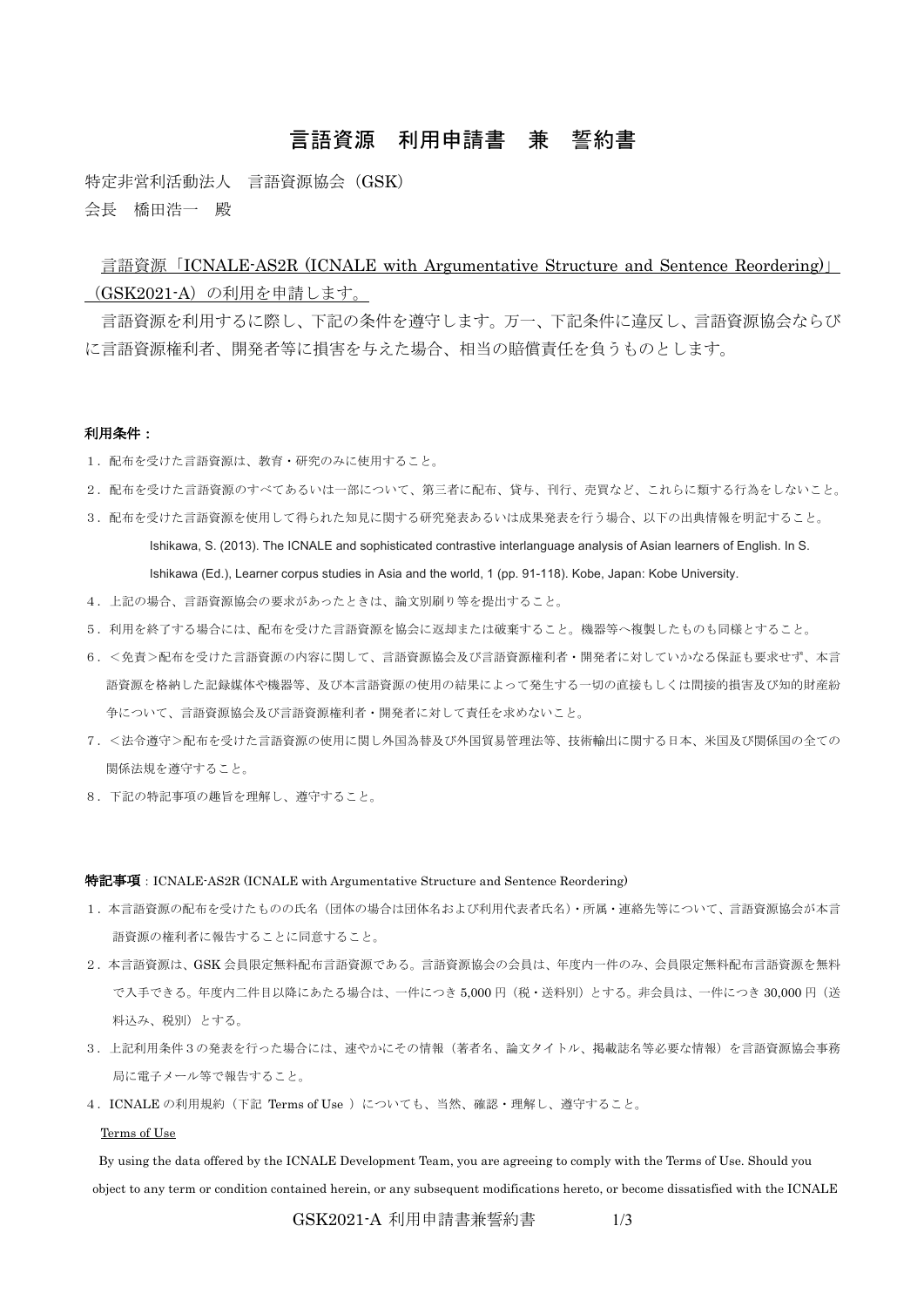# 言語資源　利用申請書　兼　誓約書

特定非営利活動法人　言語資源協会（GSK）

会長　橋田浩一　殿

言語資源「ICNALE-AS2R (ICNALE with Argumentative Structure and Sentence Reordering)」（GSK2021-A）の利用を申請します。

言語資源を利用するに際し、下記の条件を遵守します。万一、下記条件に違反し、言語資源協会ならびに言語資源権利者、開発者等に損害を与えた場合、相当の賠償責任を負うものとします。

**利用条件：**

1．配布を受けた言語資源は、教育・研究のみに使用すること。

2．配布を受けた言語資源のすべてあるいは一部について、第三者に配布、貸与、刊行、売買など、これらに類する行為をしないこと。

3．配布を受けた言語資源を使用して得られた知見に関する研究発表あるいは成果発表を行う場合、以下の出典情報を明記すること。

Ishikawa, S. (2013). The ICNALE and sophisticated contrastive interlanguage analysis of Asian learners of English. In S. Ishikawa (Ed.), Learner corpus studies in Asia and the world, 1 (pp. 91-118). Kobe, Japan: Kobe University.

4．上記の場合、言語資源協会の要求があったときは、論文別刷り等を提出すること。

5．利用を終了する場合には、配布を受けた言語資源を協会に返却または破棄すること。機器等へ複製したものも同様とすること。

6．＜免責＞配布を受けた言語資源の内容に関して、言語資源協会及び言語資源権利者・開発者に対していかなる保証も要求せず、本言語資源を格納した記録媒体や機器等、及び本言語資源の使用の結果によって発生する一切の直接もしくは間接的損害及び知的財産紛争について、言語資源協会及び言語資源権利者・開発者に対して責任を求めないこと。

7．＜法令遵守＞配布を受けた言語資源の使用に関し外国為替及び外国貿易管理法等、技術輸出に関する日本、米国及び関係国の全ての関係法規を遵守すること。

8．下記の特記事項の趣旨を理解し、遵守すること。

**特記事項**：ICNALE-AS2R (ICNALE with Argumentative Structure and Sentence Reordering)

1．本言語資源の配布を受けたものの氏名（団体の場合は団体名および利用代表者氏名）・所属・連絡先等について、言語資源協会が本言語資源の権利者に報告することに同意すること。

2．本言語資源は、GSK 会員限定無料配布言語資源である。言語資源協会の会員は、年度内一件のみ、会員限定無料配布言語資源を無料で入手できる。年度内二件目以降にあたる場合は、一件につき 5,000 円（税・送料別）とする。非会員は、一件につき 30,000 円（送料込み、税別）とする。

3．上記利用条件３の発表を行った場合には、速やかにその情報（著者名、論文タイトル、掲載誌名等必要な情報）を言語資源協会事務局に電子メール等で報告すること。

4．ICNALE の利用規約（下記 Terms of Use ）についても、当然、確認・理解し、遵守すること。

Terms of Use

By using the data offered by the ICNALE Development Team, you are agreeing to comply with the Terms of Use. Should you object to any term or condition contained herein, or any subsequent modifications hereto, or become dissatisfied with the ICNALE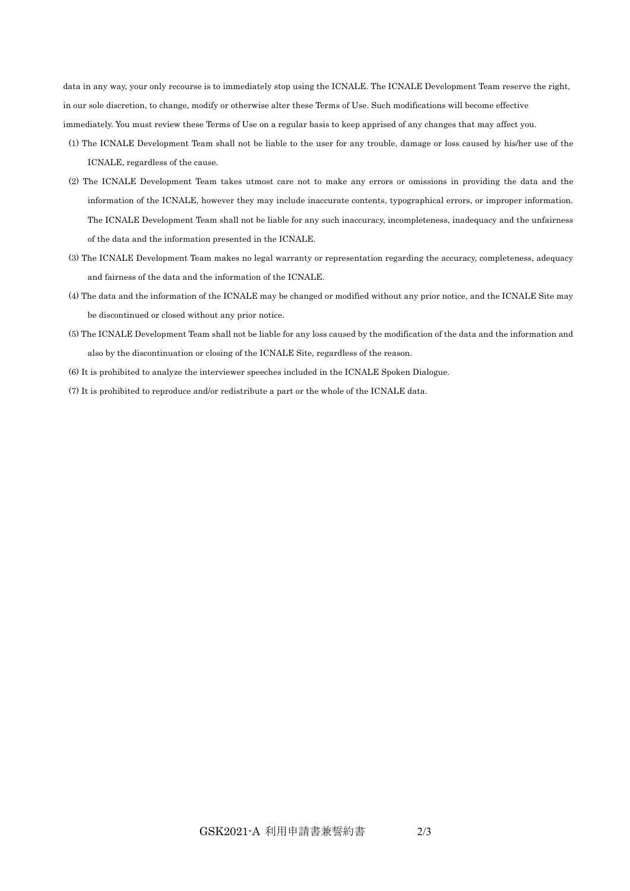data in any way, your only recourse is to immediately stop using the ICNALE. The ICNALE Development Team reserve the right, in our sole discretion, to change, modify or otherwise alter these Terms of Use. Such modifications will become effective immediately. You must review these Terms of Use on a regular basis to keep apprised of any changes that may affect you.

(1) The ICNALE Development Team shall not be liable to the user for any trouble, damage or loss caused by his/her use of the ICNALE, regardless of the cause.

(2) The ICNALE Development Team takes utmost care not to make any errors or omissions in providing the data and the information of the ICNALE, however they may include inaccurate contents, typographical errors, or improper information. The ICNALE Development Team shall not be liable for any such inaccuracy, incompleteness, inadequacy and the unfairness of the data and the information presented in the ICNALE.

(3) The ICNALE Development Team makes no legal warranty or representation regarding the accuracy, completeness, adequacy and fairness of the data and the information of the ICNALE.

(4) The data and the information of the ICNALE may be changed or modified without any prior notice, and the ICNALE Site may be discontinued or closed without any prior notice.

(5) The ICNALE Development Team shall not be liable for any loss caused by the modification of the data and the information and also by the discontinuation or closing of the ICNALE Site, regardless of the reason.

(6) It is prohibited to analyze the interviewer speeches included in the ICNALE Spoken Dialogue.

(7) It is prohibited to reproduce and/or redistribute a part or the whole of the ICNALE data.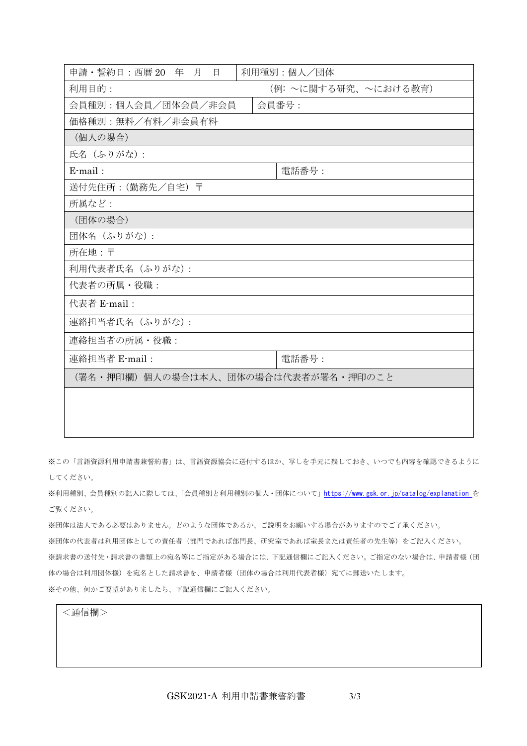| | |
|---|---|
| 申請・誓約日：西暦 20　年　月　日 | 利用種別：個人／団体 |
| 利用目的： | （例: 〜に関する研究、〜における教育） |
| 会員種別：個人会員／団体会員／非会員 | 会員番号： |
| 価格種別：無料／有料／非会員有料 | |
| （個人の場合） | |
| 氏名（ふりがな）： | |
| E-mail： | 電話番号： |
| 送付先住所：(勤務先／自宅) 〒 | |
| 所属など： | |
| （団体の場合） | |
| 団体名（ふりがな）： | |
| 所在地：〒 | |
| 利用代表者氏名（ふりがな）： | |
| 代表者の所属・役職： | |
| 代表者 E-mail： | |
| 連絡担当者氏名（ふりがな）： | |
| 連絡担当者の所属・役職： | |
| 連絡担当者 E-mail： | 電話番号： |
| （署名・押印欄）個人の場合は本人、団体の場合は代表者が署名・押印のこと | |
| | |

※この「言語資源利用申請書兼誓約書」は、言語資源協会に送付するほか、写しを手元に残しておき、いつでも内容を確認できるようにしてください。

※利用種別、会員種別の記入に際しては、「会員種別と利用種別の個人・団体について」https://www.gsk.or.jp/catalog/explanation をご覧ください。

※団体は法人である必要はありません。どのような団体であるか、ご説明をお願いする場合がありますのでご了承ください。

※団体の代表者は利用団体としての責任者（部門であれば部門長、研究室であれば室長または責任者の先生等）をご記入ください。

※請求書の送付先・請求書の書類上の宛名等にご指定がある場合には、下記通信欄にご記入ください。ご指定のない場合は、申請者様（団体の場合は利用団体様）を宛名とした請求書を、申請者様（団体の場合は利用代表者様）宛てに郵送いたします。

※その他、何かご要望がありましたら、下記通信欄にご記入ください。

| |
|---|
| ＜通信欄＞ |
| |